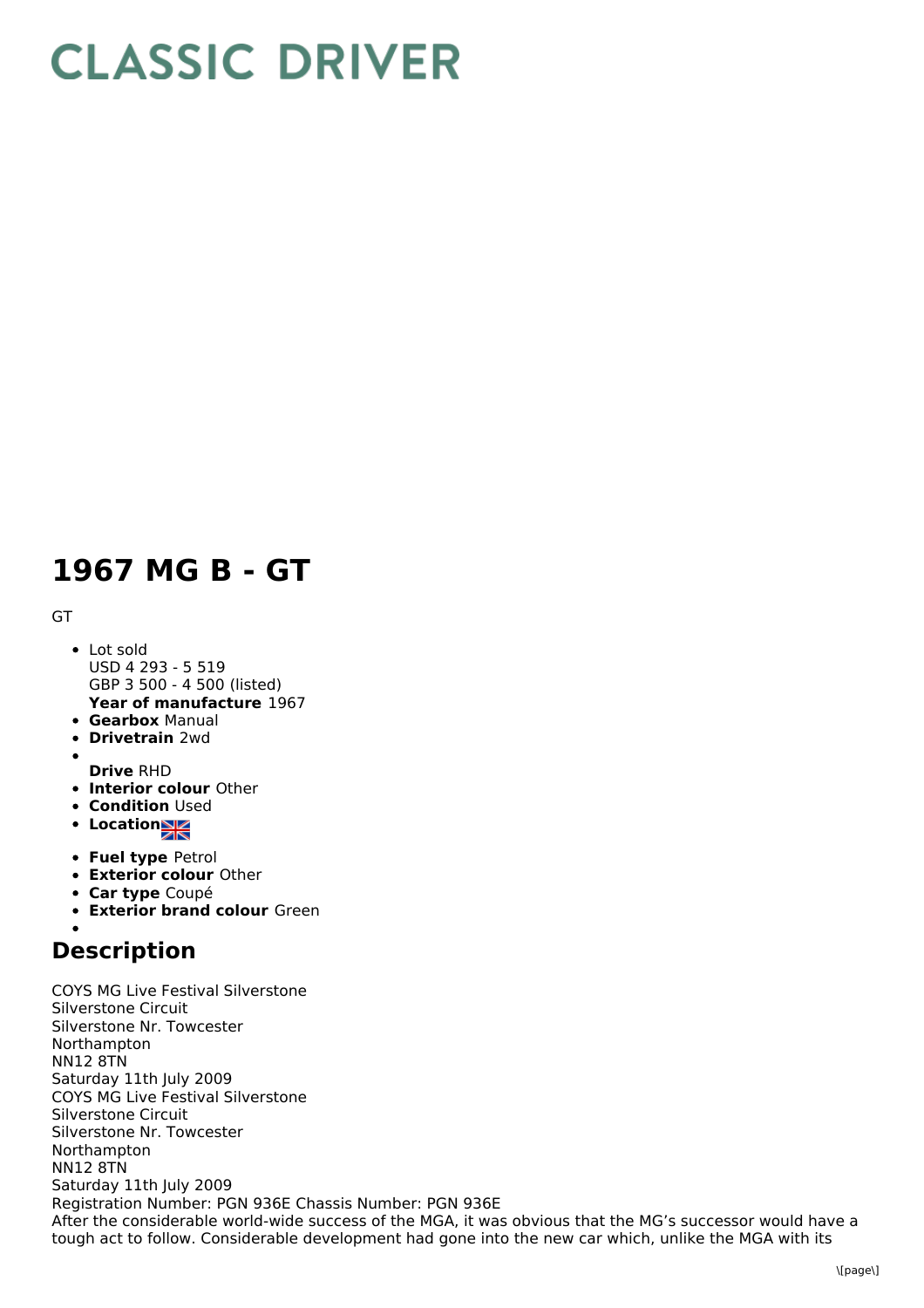# CLASSIC DRIVER

# 1967 MG B - GT

GT

- Lot sold
  USD 4 293 - 5 519
  GBP 3 500 - 4 500 (listed)
  **Year of manufacture** 1967
- **Gearbox** Manual
- **Drivetrain** 2wd
- 
  **Drive** RHD
- **Interior colour** Other
- **Condition** Used
- **Location**
- **Fuel type** Petrol
- **Exterior colour** Other
- **Car type** Coupé
- **Exterior brand colour** Green
- 

## Description

COYS MG Live Festival Silverstone
Silverstone Circuit
Silverstone Nr. Towcester
Northampton
NN12 8TN
Saturday 11th July 2009
COYS MG Live Festival Silverstone
Silverstone Circuit
Silverstone Nr. Towcester
Northampton
NN12 8TN
Saturday 11th July 2009
Registration Number: PGN 936E Chassis Number: PGN 936E
After the considerable world-wide success of the MGA, it was obvious that the MG's successor would have a tough act to follow. Considerable development had gone into the new car which, unlike the MGA with its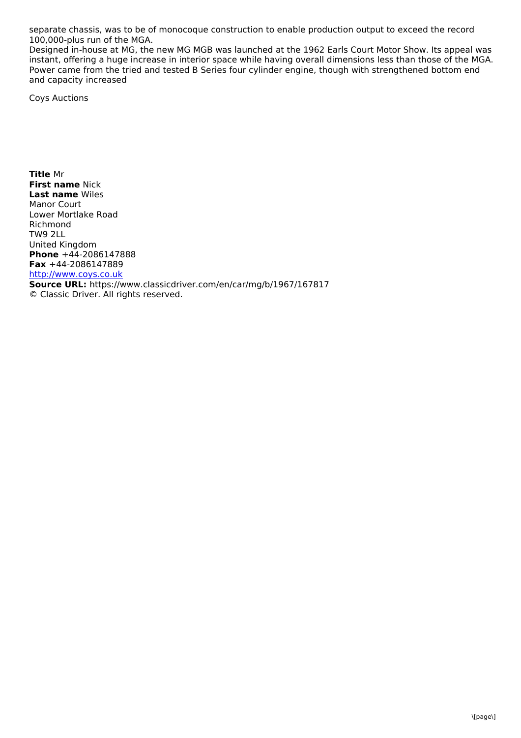separate chassis, was to be of monocoque construction to enable production output to exceed the record 100,000-plus run of the MGA.
Designed in-house at MG, the new MG MGB was launched at the 1962 Earls Court Motor Show. Its appeal was instant, offering a huge increase in interior space while having overall dimensions less than those of the MGA. Power came from the tried and tested B Series four cylinder engine, though with strengthened bottom end and capacity increased

Coys Auctions

**Title** Mr
**First name** Nick
**Last name** Wiles
Manor Court
Lower Mortlake Road
Richmond
TW9 2LL
United Kingdom
**Phone** +44-2086147888
**Fax** +44-2086147889
[http://www.coys.co.uk](http://www.coys.co.uk)
**Source URL:** https://www.classicdriver.com/en/car/mg/b/1967/167817
© Classic Driver. All rights reserved.